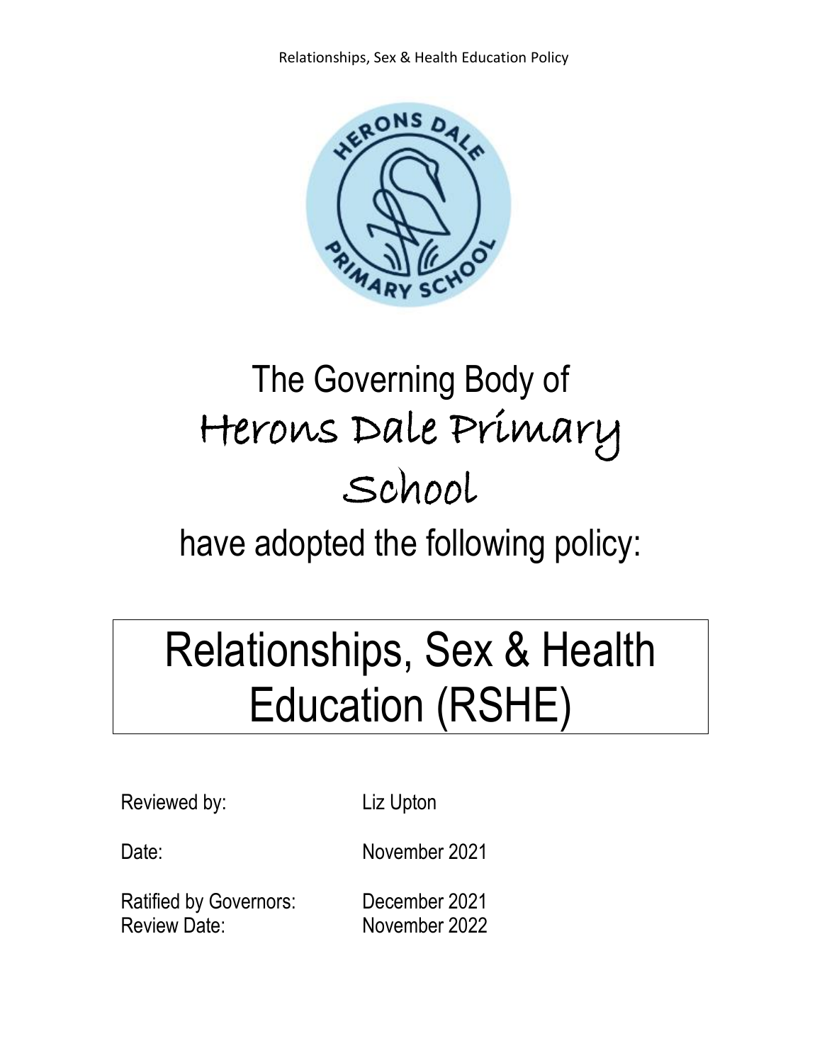The Governing Body of

Herons Dale Primary School

have adopted the following policy:

# Relationships, Sex & Health Education (RSHE)

Reviewed by: Liz Upton

Date: November 2021

Ratified by Governors: December 2021

Review Date: November 2022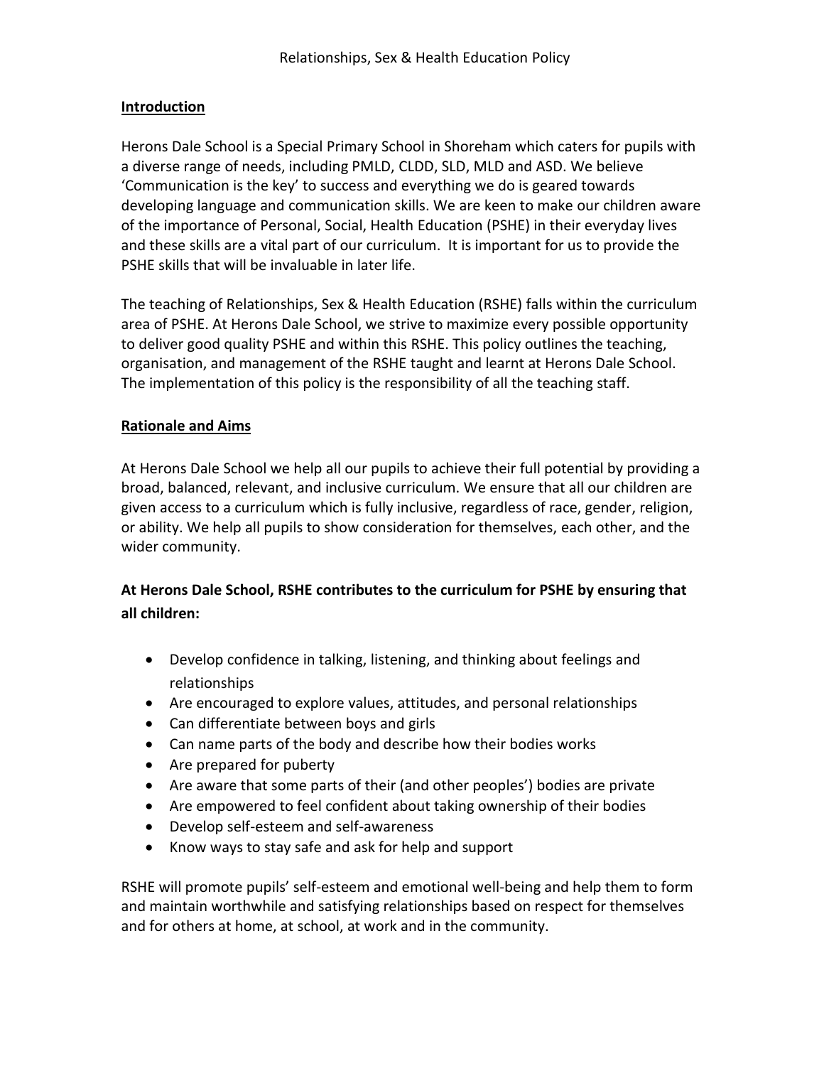# Relationships, Sex & Health Education Policy

## Introduction

Herons Dale School is a Special Primary School in Shoreham which caters for pupils with a diverse range of needs, including PMLD, CLDD, SLD, MLD and ASD. We believe 'Communication is the key' to success and everything we do is geared towards developing language and communication skills. We are keen to make our children aware of the importance of Personal, Social, Health Education (PSHE) in their everyday lives and these skills are a vital part of our curriculum. It is important for us to provide the PSHE skills that will be invaluable in later life.

The teaching of Relationships, Sex & Health Education (RSHE) falls within the curriculum area of PSHE. At Herons Dale School, we strive to maximize every possible opportunity to deliver good quality PSHE and within this RSHE. This policy outlines the teaching, organisation, and management of the RSHE taught and learnt at Herons Dale School. The implementation of this policy is the responsibility of all the teaching staff.

## Rationale and Aims

At Herons Dale School we help all our pupils to achieve their full potential by providing a broad, balanced, relevant, and inclusive curriculum. We ensure that all our children are given access to a curriculum which is fully inclusive, regardless of race, gender, religion, or ability. We help all pupils to show consideration for themselves, each other, and the wider community.

**At Herons Dale School, RSHE contributes to the curriculum for PSHE by ensuring that all children:**

- Develop confidence in talking, listening, and thinking about feelings and relationships
- Are encouraged to explore values, attitudes, and personal relationships
- Can differentiate between boys and girls
- Can name parts of the body and describe how their bodies works
- Are prepared for puberty
- Are aware that some parts of their (and other peoples') bodies are private
- Are empowered to feel confident about taking ownership of their bodies
- Develop self-esteem and self-awareness
- Know ways to stay safe and ask for help and support

RSHE will promote pupils' self-esteem and emotional well-being and help them to form and maintain worthwhile and satisfying relationships based on respect for themselves and for others at home, at school, at work and in the community.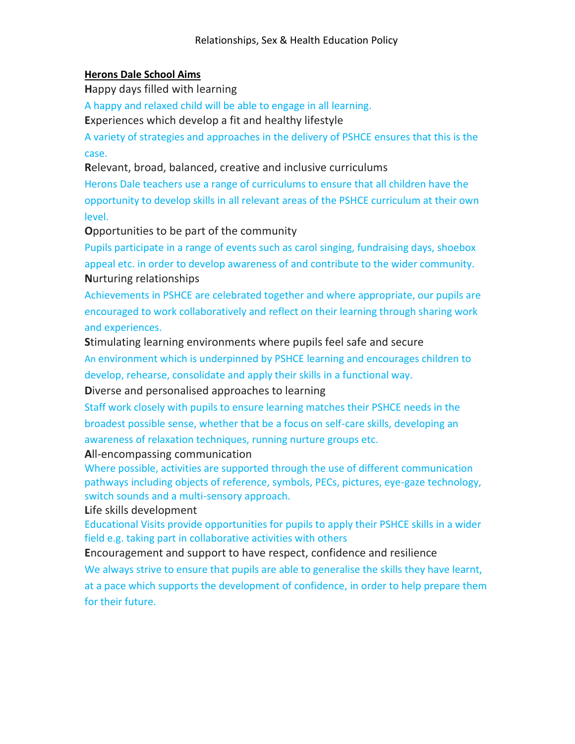## Herons Dale School Aims

**H**appy days filled with learning

A happy and relaxed child will be able to engage in all learning.

**E**xperiences which develop a fit and healthy lifestyle

A variety of strategies and approaches in the delivery of PSHCE ensures that this is the case.

**R**elevant, broad, balanced, creative and inclusive curriculums

Herons Dale teachers use a range of curriculums to ensure that all children have the opportunity to develop skills in all relevant areas of the PSHCE curriculum at their own level.

**O**pportunities to be part of the community

Pupils participate in a range of events such as carol singing, fundraising days, shoebox appeal etc. in order to develop awareness of and contribute to the wider community.

**N**urturing relationships

Achievements in PSHCE are celebrated together and where appropriate, our pupils are encouraged to work collaboratively and reflect on their learning through sharing work and experiences.

**S**timulating learning environments where pupils feel safe and secure

An environment which is underpinned by PSHCE learning and encourages children to develop, rehearse, consolidate and apply their skills in a functional way.

**D**iverse and personalised approaches to learning

Staff work closely with pupils to ensure learning matches their PSHCE needs in the broadest possible sense, whether that be a focus on self-care skills, developing an awareness of relaxation techniques, running nurture groups etc.

**A**ll-encompassing communication

Where possible, activities are supported through the use of different communication pathways including objects of reference, symbols, PECs, pictures, eye-gaze technology, switch sounds and a multi-sensory approach.

**L**ife skills development

Educational Visits provide opportunities for pupils to apply their PSHCE skills in a wider field e.g. taking part in collaborative activities with others

**E**ncouragement and support to have respect, confidence and resilience

We always strive to ensure that pupils are able to generalise the skills they have learnt, at a pace which supports the development of confidence, in order to help prepare them for their future.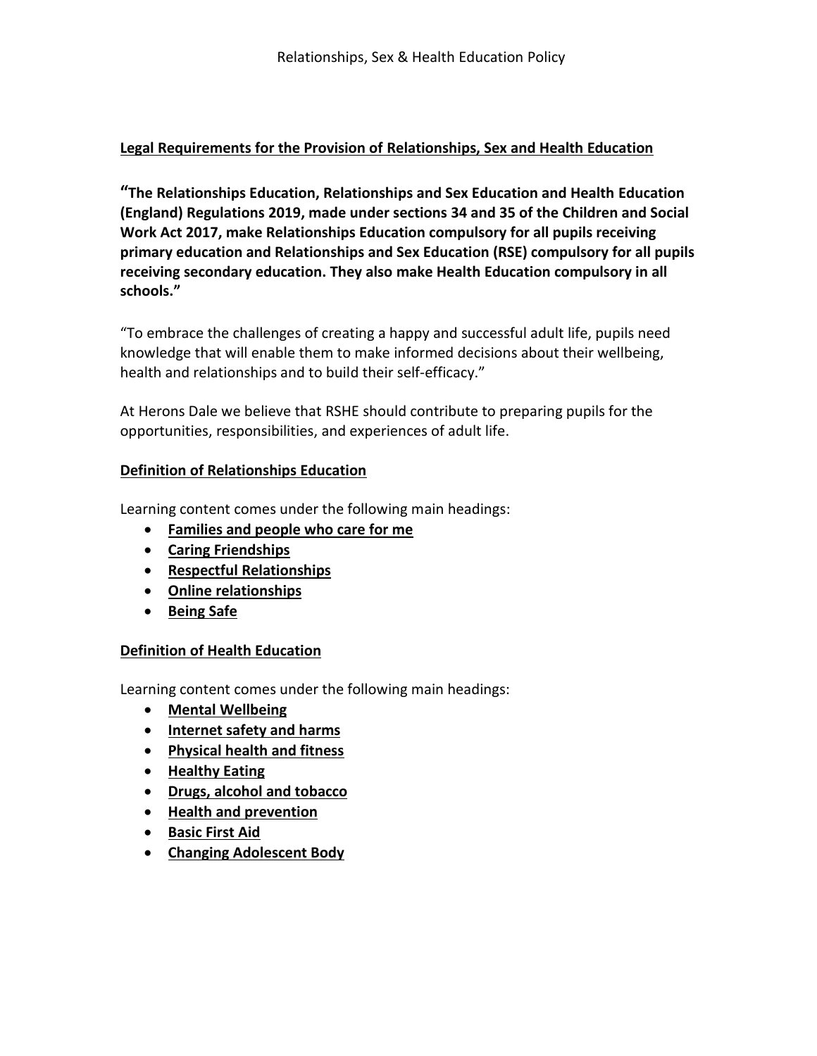## Legal Requirements for the Provision of Relationships, Sex and Health Education

**"The Relationships Education, Relationships and Sex Education and Health Education (England) Regulations 2019, made under sections 34 and 35 of the Children and Social Work Act 2017, make Relationships Education compulsory for all pupils receiving primary education and Relationships and Sex Education (RSE) compulsory for all pupils receiving secondary education. They also make Health Education compulsory in all schools."**

"To embrace the challenges of creating a happy and successful adult life, pupils need knowledge that will enable them to make informed decisions about their wellbeing, health and relationships and to build their self-efficacy."

At Herons Dale we believe that RSHE should contribute to preparing pupils for the opportunities, responsibilities, and experiences of adult life.

### Definition of Relationships Education

Learning content comes under the following main headings:

- **Families and people who care for me**
- **Caring Friendships**
- **Respectful Relationships**
- **Online relationships**
- **Being Safe**

### Definition of Health Education

Learning content comes under the following main headings:

- **Mental Wellbeing**
- **Internet safety and harms**
- **Physical health and fitness**
- **Healthy Eating**
- **Drugs, alcohol and tobacco**
- **Health and prevention**
- **Basic First Aid**
- **Changing Adolescent Body**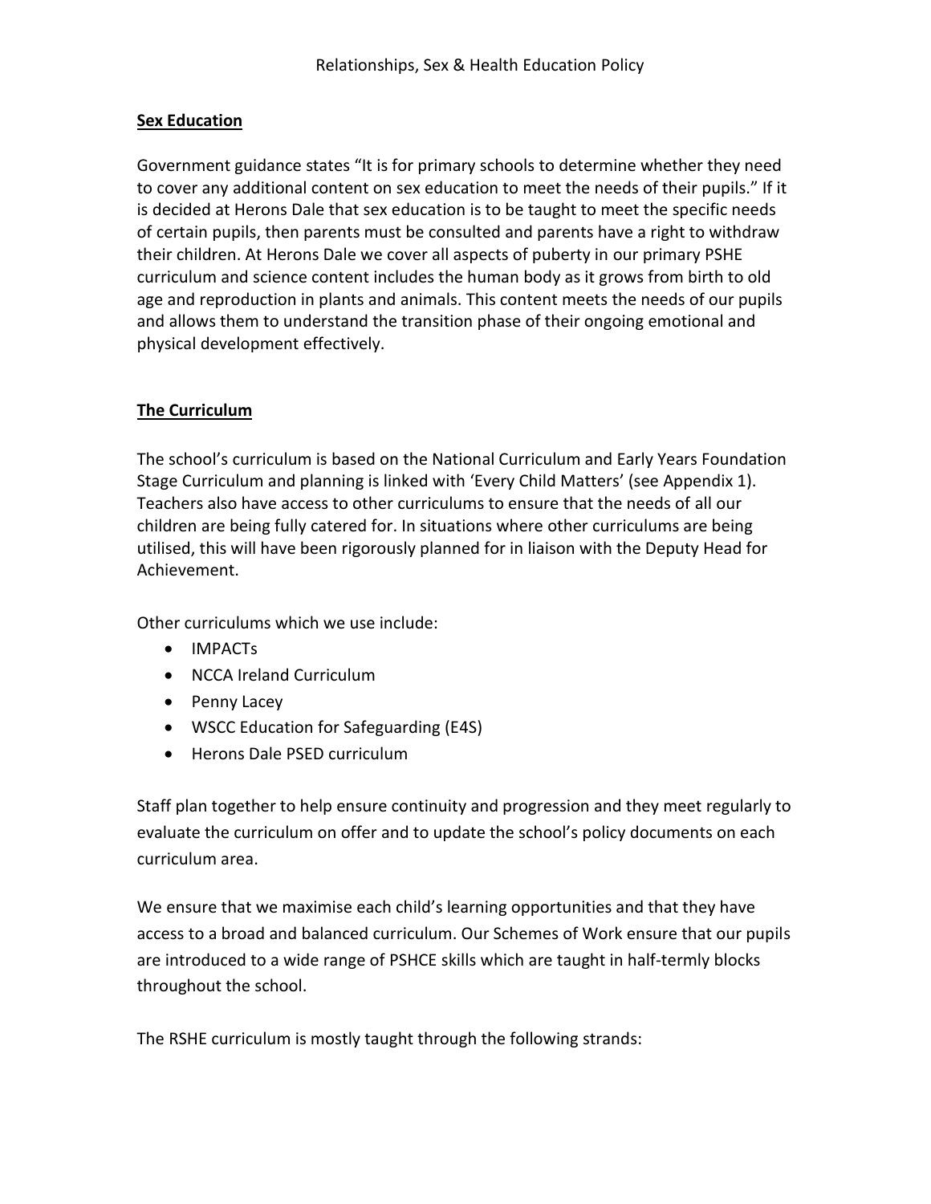## Sex Education

Government guidance states "It is for primary schools to determine whether they need to cover any additional content on sex education to meet the needs of their pupils." If it is decided at Herons Dale that sex education is to be taught to meet the specific needs of certain pupils, then parents must be consulted and parents have a right to withdraw their children. At Herons Dale we cover all aspects of puberty in our primary PSHE curriculum and science content includes the human body as it grows from birth to old age and reproduction in plants and animals. This content meets the needs of our pupils and allows them to understand the transition phase of their ongoing emotional and physical development effectively.

## The Curriculum

The school's curriculum is based on the National Curriculum and Early Years Foundation Stage Curriculum and planning is linked with 'Every Child Matters' (see Appendix 1). Teachers also have access to other curriculums to ensure that the needs of all our children are being fully catered for. In situations where other curriculums are being utilised, this will have been rigorously planned for in liaison with the Deputy Head for Achievement.

Other curriculums which we use include:

- IMPACTs
- NCCA Ireland Curriculum
- Penny Lacey
- WSCC Education for Safeguarding (E4S)
- Herons Dale PSED curriculum

Staff plan together to help ensure continuity and progression and they meet regularly to evaluate the curriculum on offer and to update the school's policy documents on each curriculum area.

We ensure that we maximise each child's learning opportunities and that they have access to a broad and balanced curriculum. Our Schemes of Work ensure that our pupils are introduced to a wide range of PSHCE skills which are taught in half-termly blocks throughout the school.

The RSHE curriculum is mostly taught through the following strands: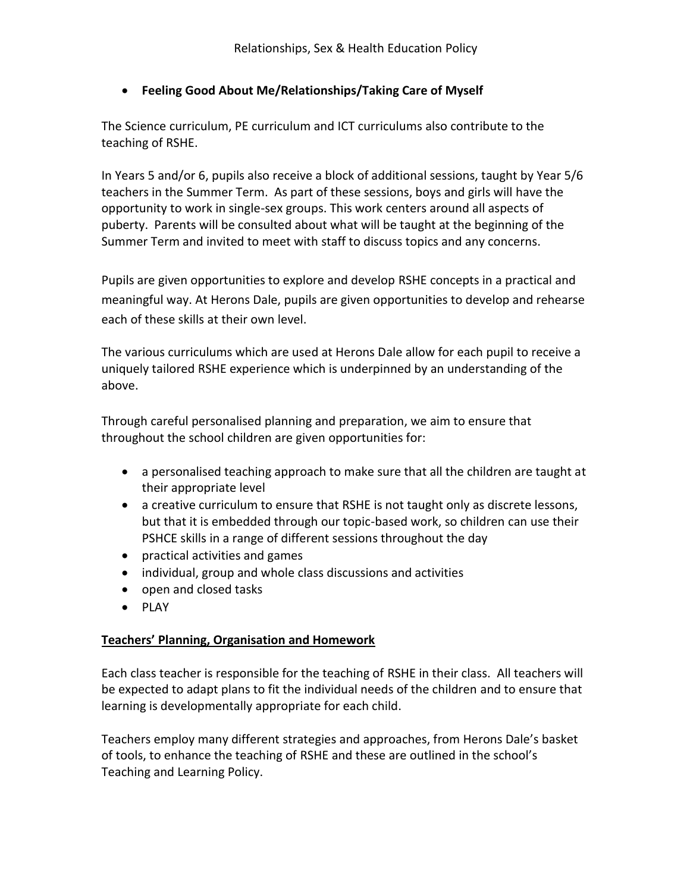- **Feeling Good About Me/Relationships/Taking Care of Myself**

The Science curriculum, PE curriculum and ICT curriculums also contribute to the teaching of RSHE.

In Years 5 and/or 6, pupils also receive a block of additional sessions, taught by Year 5/6 teachers in the Summer Term. As part of these sessions, boys and girls will have the opportunity to work in single-sex groups. This work centers around all aspects of puberty. Parents will be consulted about what will be taught at the beginning of the Summer Term and invited to meet with staff to discuss topics and any concerns.

Pupils are given opportunities to explore and develop RSHE concepts in a practical and meaningful way. At Herons Dale, pupils are given opportunities to develop and rehearse each of these skills at their own level.

The various curriculums which are used at Herons Dale allow for each pupil to receive a uniquely tailored RSHE experience which is underpinned by an understanding of the above.

Through careful personalised planning and preparation, we aim to ensure that throughout the school children are given opportunities for:

- a personalised teaching approach to make sure that all the children are taught at their appropriate level
- a creative curriculum to ensure that RSHE is not taught only as discrete lessons, but that it is embedded through our topic-based work, so children can use their PSHCE skills in a range of different sessions throughout the day
- practical activities and games
- individual, group and whole class discussions and activities
- open and closed tasks
- PLAY

## Teachers' Planning, Organisation and Homework

Each class teacher is responsible for the teaching of RSHE in their class. All teachers will be expected to adapt plans to fit the individual needs of the children and to ensure that learning is developmentally appropriate for each child.

Teachers employ many different strategies and approaches, from Herons Dale's basket of tools, to enhance the teaching of RSHE and these are outlined in the school's Teaching and Learning Policy.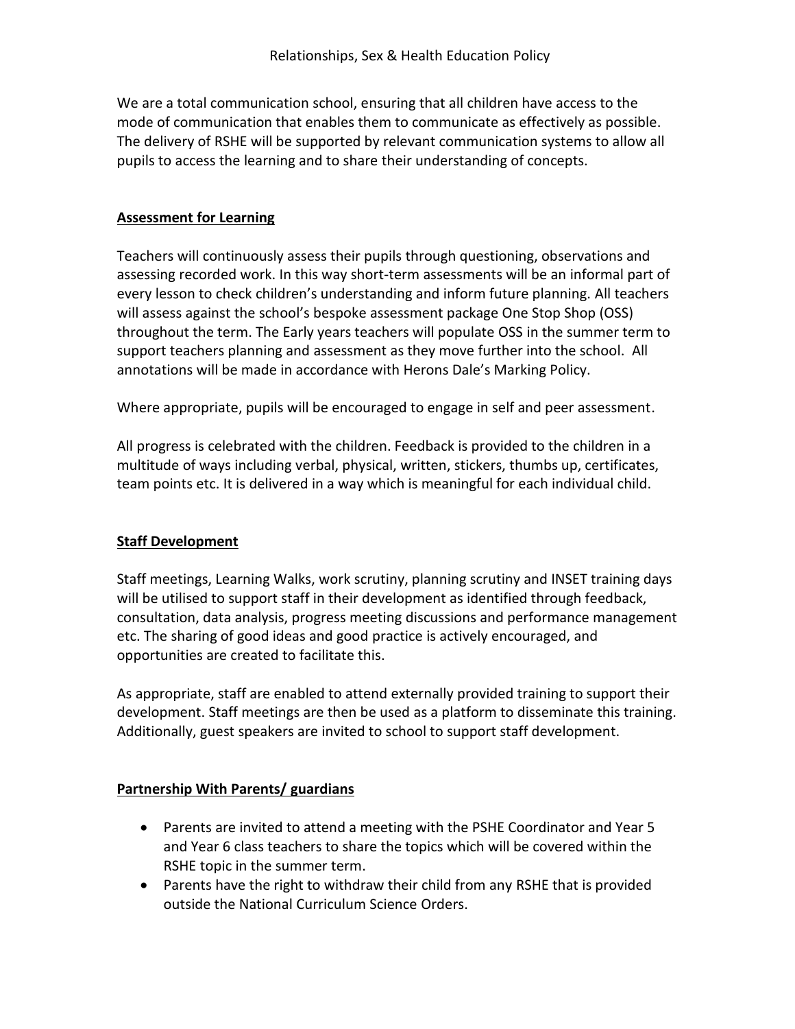We are a total communication school, ensuring that all children have access to the mode of communication that enables them to communicate as effectively as possible. The delivery of RSHE will be supported by relevant communication systems to allow all pupils to access the learning and to share their understanding of concepts.

## Assessment for Learning

Teachers will continuously assess their pupils through questioning, observations and assessing recorded work. In this way short-term assessments will be an informal part of every lesson to check children's understanding and inform future planning. All teachers will assess against the school's bespoke assessment package One Stop Shop (OSS) throughout the term. The Early years teachers will populate OSS in the summer term to support teachers planning and assessment as they move further into the school. All annotations will be made in accordance with Herons Dale's Marking Policy.

Where appropriate, pupils will be encouraged to engage in self and peer assessment.

All progress is celebrated with the children. Feedback is provided to the children in a multitude of ways including verbal, physical, written, stickers, thumbs up, certificates, team points etc. It is delivered in a way which is meaningful for each individual child.

## Staff Development

Staff meetings, Learning Walks, work scrutiny, planning scrutiny and INSET training days will be utilised to support staff in their development as identified through feedback, consultation, data analysis, progress meeting discussions and performance management etc. The sharing of good ideas and good practice is actively encouraged, and opportunities are created to facilitate this.

As appropriate, staff are enabled to attend externally provided training to support their development. Staff meetings are then be used as a platform to disseminate this training. Additionally, guest speakers are invited to school to support staff development.

## Partnership With Parents/ guardians

- Parents are invited to attend a meeting with the PSHE Coordinator and Year 5 and Year 6 class teachers to share the topics which will be covered within the RSHE topic in the summer term.
- Parents have the right to withdraw their child from any RSHE that is provided outside the National Curriculum Science Orders.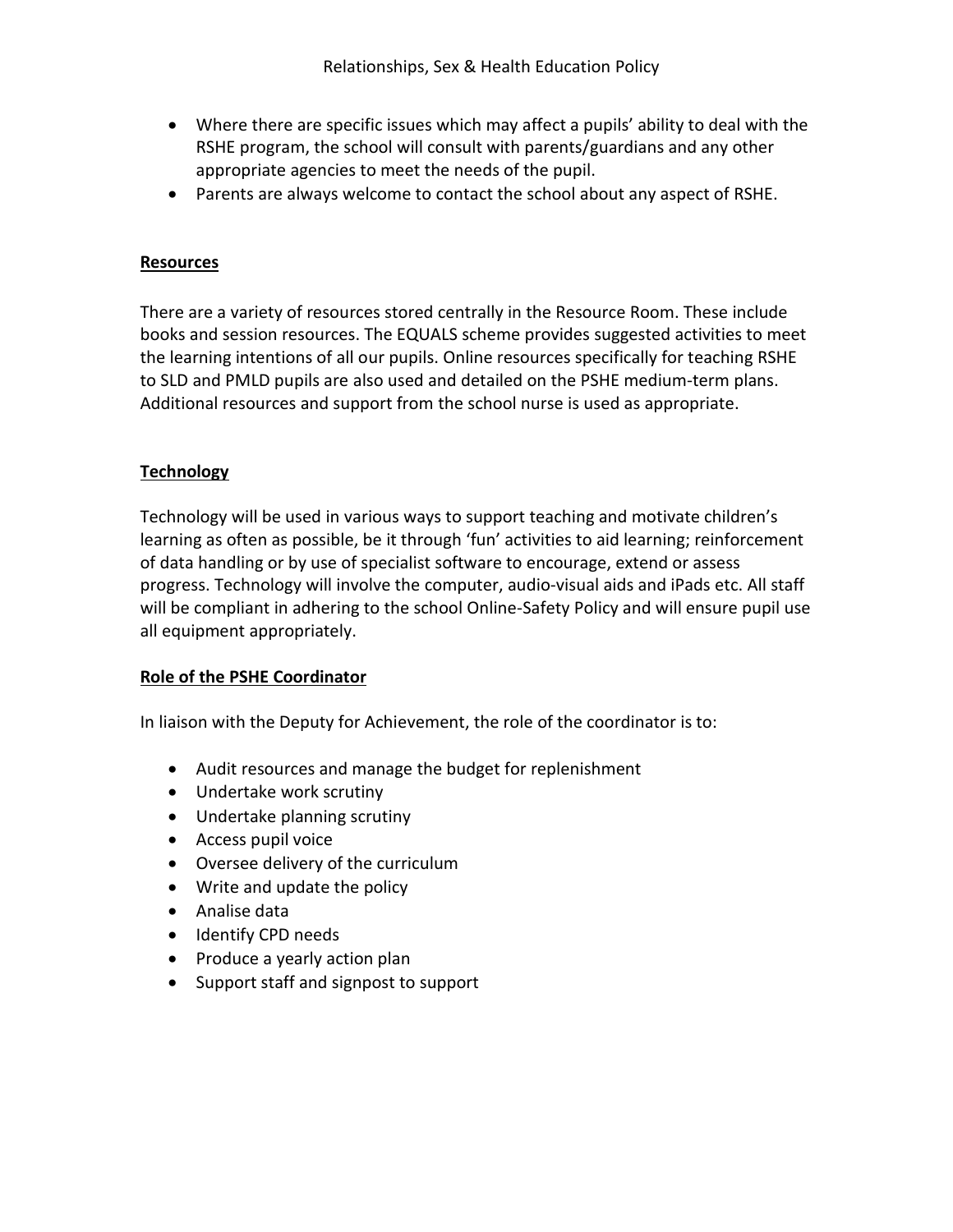- Where there are specific issues which may affect a pupils' ability to deal with the RSHE program, the school will consult with parents/guardians and any other appropriate agencies to meet the needs of the pupil.
- Parents are always welcome to contact the school about any aspect of RSHE.

## Resources

There are a variety of resources stored centrally in the Resource Room. These include books and session resources. The EQUALS scheme provides suggested activities to meet the learning intentions of all our pupils. Online resources specifically for teaching RSHE to SLD and PMLD pupils are also used and detailed on the PSHE medium-term plans. Additional resources and support from the school nurse is used as appropriate.

## Technology

Technology will be used in various ways to support teaching and motivate children's learning as often as possible, be it through 'fun' activities to aid learning; reinforcement of data handling or by use of specialist software to encourage, extend or assess progress. Technology will involve the computer, audio-visual aids and iPads etc. All staff will be compliant in adhering to the school Online-Safety Policy and will ensure pupil use all equipment appropriately.

## Role of the PSHE Coordinator

In liaison with the Deputy for Achievement, the role of the coordinator is to:

- Audit resources and manage the budget for replenishment
- Undertake work scrutiny
- Undertake planning scrutiny
- Access pupil voice
- Oversee delivery of the curriculum
- Write and update the policy
- Analise data
- Identify CPD needs
- Produce a yearly action plan
- Support staff and signpost to support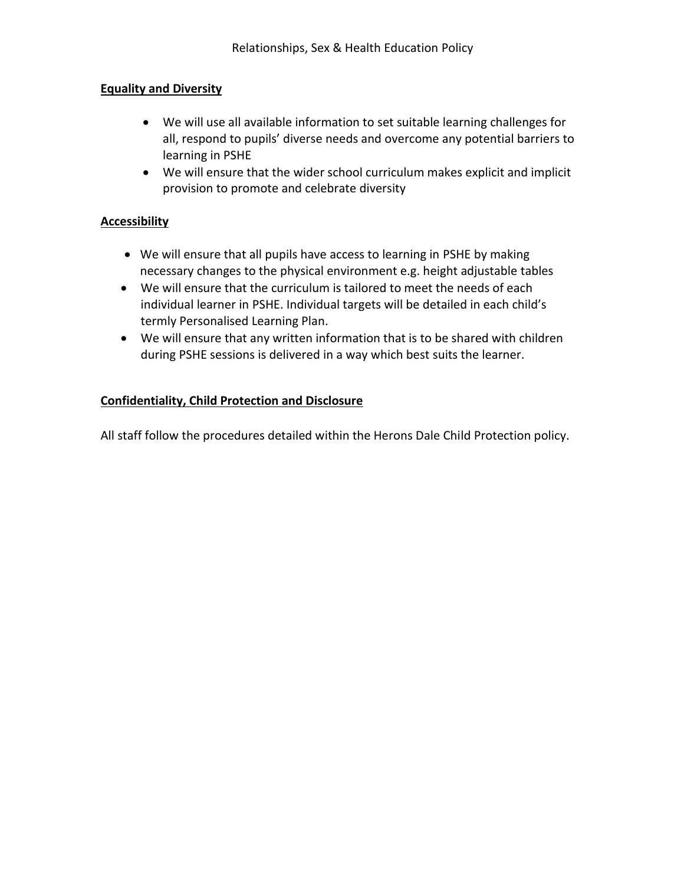## Equality and Diversity

- We will use all available information to set suitable learning challenges for all, respond to pupils' diverse needs and overcome any potential barriers to learning in PSHE
- We will ensure that the wider school curriculum makes explicit and implicit provision to promote and celebrate diversity

## Accessibility

- We will ensure that all pupils have access to learning in PSHE by making necessary changes to the physical environment e.g. height adjustable tables
- We will ensure that the curriculum is tailored to meet the needs of each individual learner in PSHE. Individual targets will be detailed in each child's termly Personalised Learning Plan.
- We will ensure that any written information that is to be shared with children during PSHE sessions is delivered in a way which best suits the learner.

## Confidentiality, Child Protection and Disclosure

All staff follow the procedures detailed within the Herons Dale Child Protection policy.